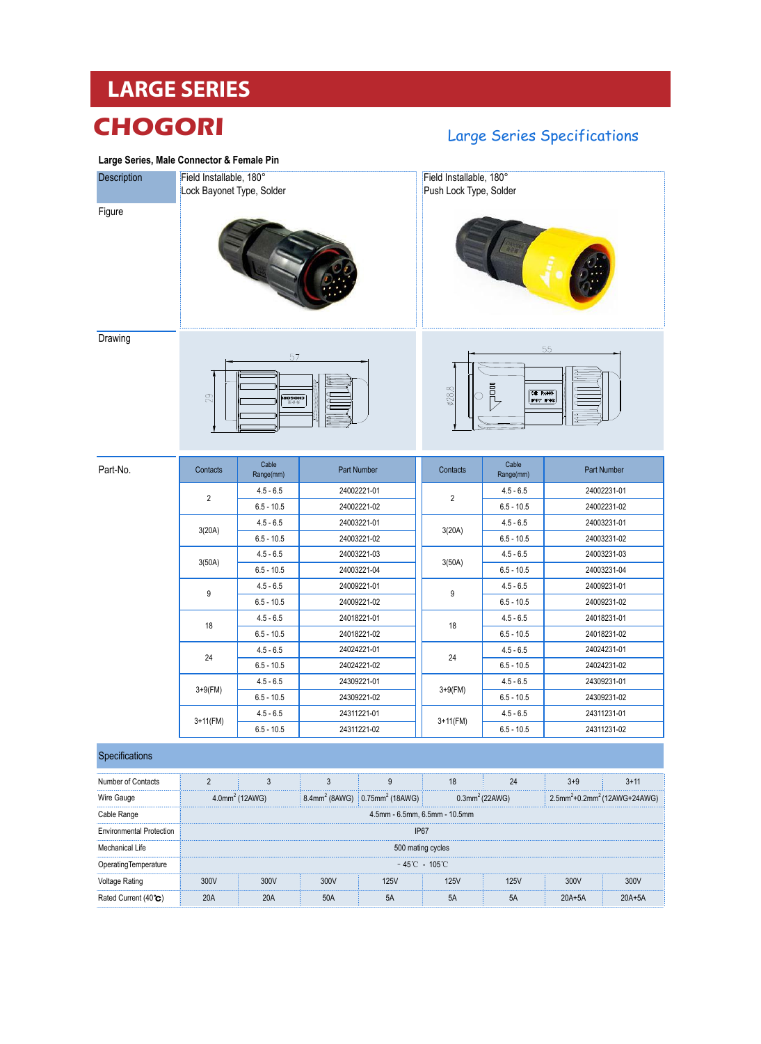# LARGE SERIES

## CHOGORI

## Large Series Specifications

**Large Series, Male Connector & Female Pin**

| Description | Field Installable, 180° Lock Bayonet Type, Solder | Field Installable, 180° Push Lock Type, Solder |
|---|---|---|
| Figure | | |
| Drawing | 57 / 29 | 55 / Ø28.8 |

**Part-No.**

| Contacts | Cable Range(mm) | Part Number | Contacts | Cable Range(mm) | Part Number |
|---|---|---|---|---|---|
| 2 | 4.5 - 6.5 | 24002221-01 | 2 | 4.5 - 6.5 | 24002231-01 |
| | 6.5 - 10.5 | 24002221-02 | | 6.5 - 10.5 | 24002231-02 |
| 3(20A) | 4.5 - 6.5 | 24003221-01 | 3(20A) | 4.5 - 6.5 | 24003231-01 |
| | 6.5 - 10.5 | 24003221-02 | | 6.5 - 10.5 | 24003231-02 |
| 3(50A) | 4.5 - 6.5 | 24003221-03 | 3(50A) | 4.5 - 6.5 | 24003231-03 |
| | 6.5 - 10.5 | 24003221-04 | | 6.5 - 10.5 | 24003231-04 |
| 9 | 4.5 - 6.5 | 24009221-01 | 9 | 4.5 - 6.5 | 24009231-01 |
| | 6.5 - 10.5 | 24009221-02 | | 6.5 - 10.5 | 24009231-02 |
| 18 | 4.5 - 6.5 | 24018221-01 | 18 | 4.5 - 6.5 | 24018231-01 |
| | 6.5 - 10.5 | 24018221-02 | | 6.5 - 10.5 | 24018231-02 |
| 24 | 4.5 - 6.5 | 24024221-01 | 24 | 4.5 - 6.5 | 24024231-01 |
| | 6.5 - 10.5 | 24024221-02 | | 6.5 - 10.5 | 24024231-02 |
| 3+9(FM) | 4.5 - 6.5 | 24309221-01 | 3+9(FM) | 4.5 - 6.5 | 24309231-01 |
| | 6.5 - 10.5 | 24309221-02 | | 6.5 - 10.5 | 24309231-02 |
| 3+11(FM) | 4.5 - 6.5 | 24311221-01 | 3+11(FM) | 4.5 - 6.5 | 24311231-01 |
| | 6.5 - 10.5 | 24311221-02 | | 6.5 - 10.5 | 24311231-02 |

### Specifications

| Number of Contacts | 2 | 3 | 3 | 9 | 18 | 24 | 3+9 | 3+11 |
|---|---|---|---|---|---|---|---|---|
| Wire Gauge | $4.0mm^2$ (12AWG) | | $8.4mm^2$ (8AWG) | $0.75mm^2$ (18AWG) | $0.3mm^2$ (22AWG) | | $2.5mm^2$+$0.2mm^2$ (12AWG+24AWG) | |
| Cable Range | 4.5mm - 6.5mm, 6.5mm - 10.5mm | | | | | | | |
| Environmental Protection | IP67 | | | | | | | |
| Mechanical Life | 500 mating cycles | | | | | | | |
| OperatingTemperature | - 45℃ - 105℃ | | | | | | | |
| Voltage Rating | 300V | 300V | 300V | 125V | 125V | 125V | 300V | 300V |
| Rated Current (40℃) | 20A | 20A | 50A | 5A | 5A | 5A | 20A+5A | 20A+5A |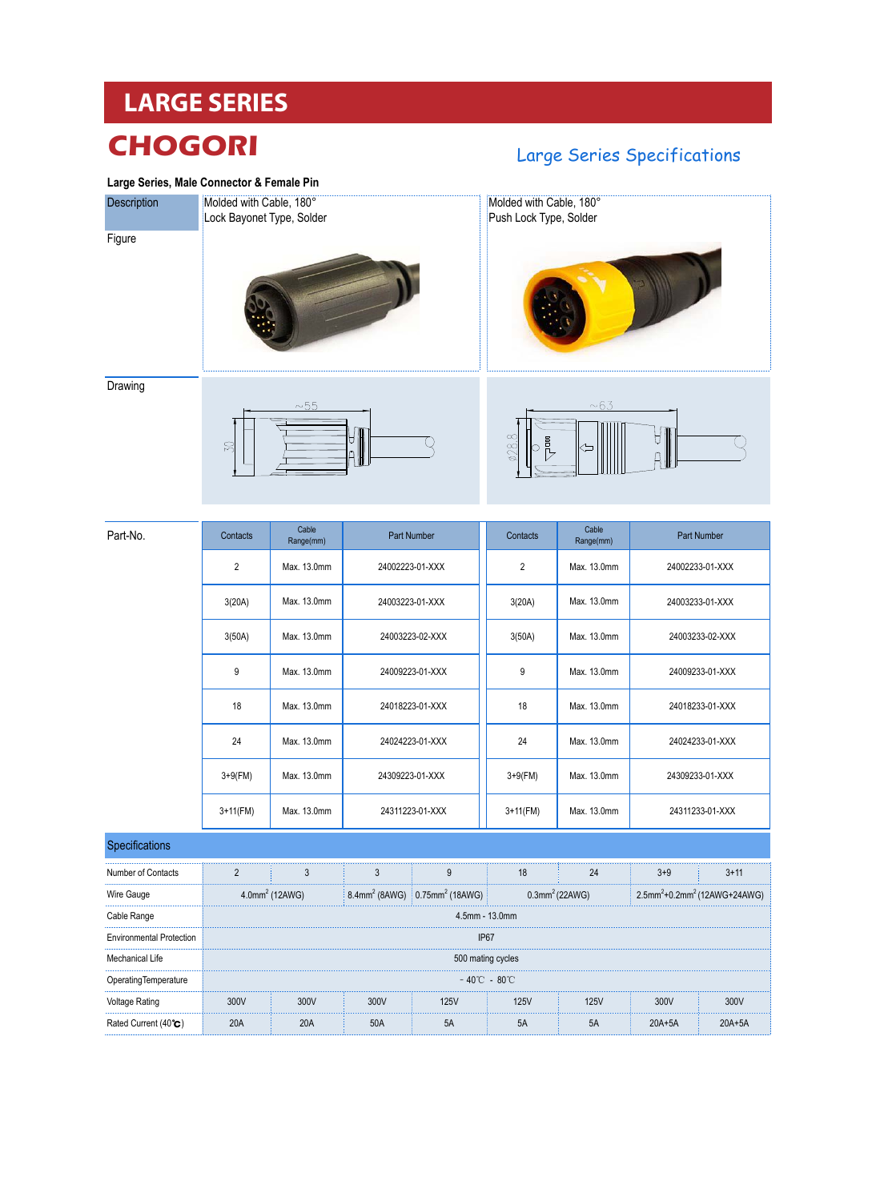# LARGE SERIES

## CHOGORI

## Large Series Specifications

**Large Series, Male Connector & Female Pin**

| Description | Molded with Cable, 180° Lock Bayonet Type, Solder | Molded with Cable, 180° Push Lock Type, Solder |
|---|---|---|
| Figure | | |
| Drawing | ~55, 30 | ~63, Ø28.8 |

**Part-No.**

| Contacts | Cable Range(mm) | Part Number | Contacts | Cable Range(mm) | Part Number |
|---|---|---|---|---|---|
| 2 | Max. 13.0mm | 24002223-01-XXX | 2 | Max. 13.0mm | 24002233-01-XXX |
| 3(20A) | Max. 13.0mm | 24003223-01-XXX | 3(20A) | Max. 13.0mm | 24003233-01-XXX |
| 3(50A) | Max. 13.0mm | 24003223-02-XXX | 3(50A) | Max. 13.0mm | 24003233-02-XXX |
| 9 | Max. 13.0mm | 24009223-01-XXX | 9 | Max. 13.0mm | 24009233-01-XXX |
| 18 | Max. 13.0mm | 24018223-01-XXX | 18 | Max. 13.0mm | 24018233-01-XXX |
| 24 | Max. 13.0mm | 24024223-01-XXX | 24 | Max. 13.0mm | 24024233-01-XXX |
| 3+9(FM) | Max. 13.0mm | 24309223-01-XXX | 3+9(FM) | Max. 13.0mm | 24309233-01-XXX |
| 3+11(FM) | Max. 13.0mm | 24311223-01-XXX | 3+11(FM) | Max. 13.0mm | 24311233-01-XXX |

**Specifications**

| Number of Contacts | 2 | 3 | 3 | 9 | 18 | 24 | 3+9 | 3+11 |
|---|---|---|---|---|---|---|---|---|
| Wire Gauge | $4.0mm^2$ (12AWG) | | $8.4mm^2$ (8AWG) | $0.75mm^2$ (18AWG) | $0.3mm^2$ (22AWG) | | $2.5mm^2$+$0.2mm^2$ (12AWG+24AWG) | |
| Cable Range | 4.5mm - 13.0mm | | | | | | | |
| Environmental Protection | IP67 | | | | | | | |
| Mechanical Life | 500 mating cycles | | | | | | | |
| Operating Temperature | - 40℃ - 80℃ | | | | | | | |
| Voltage Rating | 300V | 300V | 300V | 125V | 125V | 125V | 300V | 300V |
| Rated Current (40℃) | 20A | 20A | 50A | 5A | 5A | 5A | 20A+5A | 20A+5A |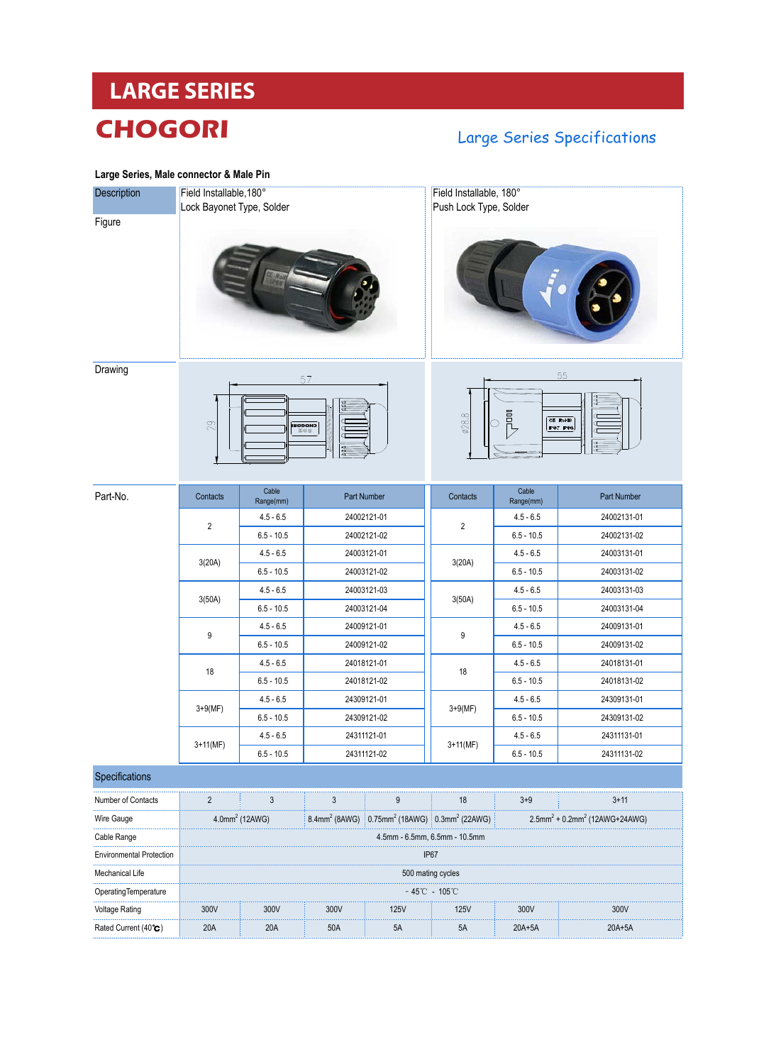# LARGE SERIES

**CHOGORI**

## Large Series Specifications

### Large Series, Male connector & Male Pin

| Description | Field Installable,180° Lock Bayonet Type, Solder | Field Installable, 180° Push Lock Type, Solder |
|---|---|---|
| Figure | | |
| Drawing | 57, 29 | 55, ⌀28.8 |

**Part-No.**

| Contacts | Cable Range(mm) | Part Number | Contacts | Cable Range(mm) | Part Number |
|---|---|---|---|---|---|
| 2 | 4.5 - 6.5 | 24002121-01 | 2 | 4.5 - 6.5 | 24002131-01 |
| | 6.5 - 10.5 | 24002121-02 | | 6.5 - 10.5 | 24002131-02 |
| 3(20A) | 4.5 - 6.5 | 24003121-01 | 3(20A) | 4.5 - 6.5 | 24003131-01 |
| | 6.5 - 10.5 | 24003121-02 | | 6.5 - 10.5 | 24003131-02 |
| 3(50A) | 4.5 - 6.5 | 24003121-03 | 3(50A) | 4.5 - 6.5 | 24003131-03 |
| | 6.5 - 10.5 | 24003121-04 | | 6.5 - 10.5 | 24003131-04 |
| 9 | 4.5 - 6.5 | 24009121-01 | 9 | 4.5 - 6.5 | 24009131-01 |
| | 6.5 - 10.5 | 24009121-02 | | 6.5 - 10.5 | 24009131-02 |
| 18 | 4.5 - 6.5 | 24018121-01 | 18 | 4.5 - 6.5 | 24018131-01 |
| | 6.5 - 10.5 | 24018121-02 | | 6.5 - 10.5 | 24018131-02 |
| 3+9(MF) | 4.5 - 6.5 | 24309121-01 | 3+9(MF) | 4.5 - 6.5 | 24309131-01 |
| | 6.5 - 10.5 | 24309121-02 | | 6.5 - 10.5 | 24309131-02 |
| 3+11(MF) | 4.5 - 6.5 | 24311121-01 | 3+11(MF) | 4.5 - 6.5 | 24311131-01 |
| | 6.5 - 10.5 | 24311121-02 | | 6.5 - 10.5 | 24311131-02 |

### Specifications

| Number of Contacts | 2 | 3 | 3 | 9 | 18 | 3+9 | 3+11 |
|---|---|---|---|---|---|---|---|
| Wire Gauge | $4.0mm^2$ (12AWG) | | $8.4mm^2$ (8AWG) | $0.75mm^2$ (18AWG) | $0.3mm^2$ (22AWG) | $2.5mm^2 + 0.2mm^2$ (12AWG+24AWG) | |
| Cable Range | 4.5mm - 6.5mm, 6.5mm - 10.5mm | | | | | | |
| Environmental Protection | IP67 | | | | | | |
| Mechanical Life | 500 mating cycles | | | | | | |
| OperatingTemperature | - 45℃ - 105℃ | | | | | | |
| Voltage Rating | 300V | 300V | 300V | 125V | 125V | 300V | 300V |
| Rated Current (40℃) | 20A | 20A | 50A | 5A | 5A | 20A+5A | 20A+5A |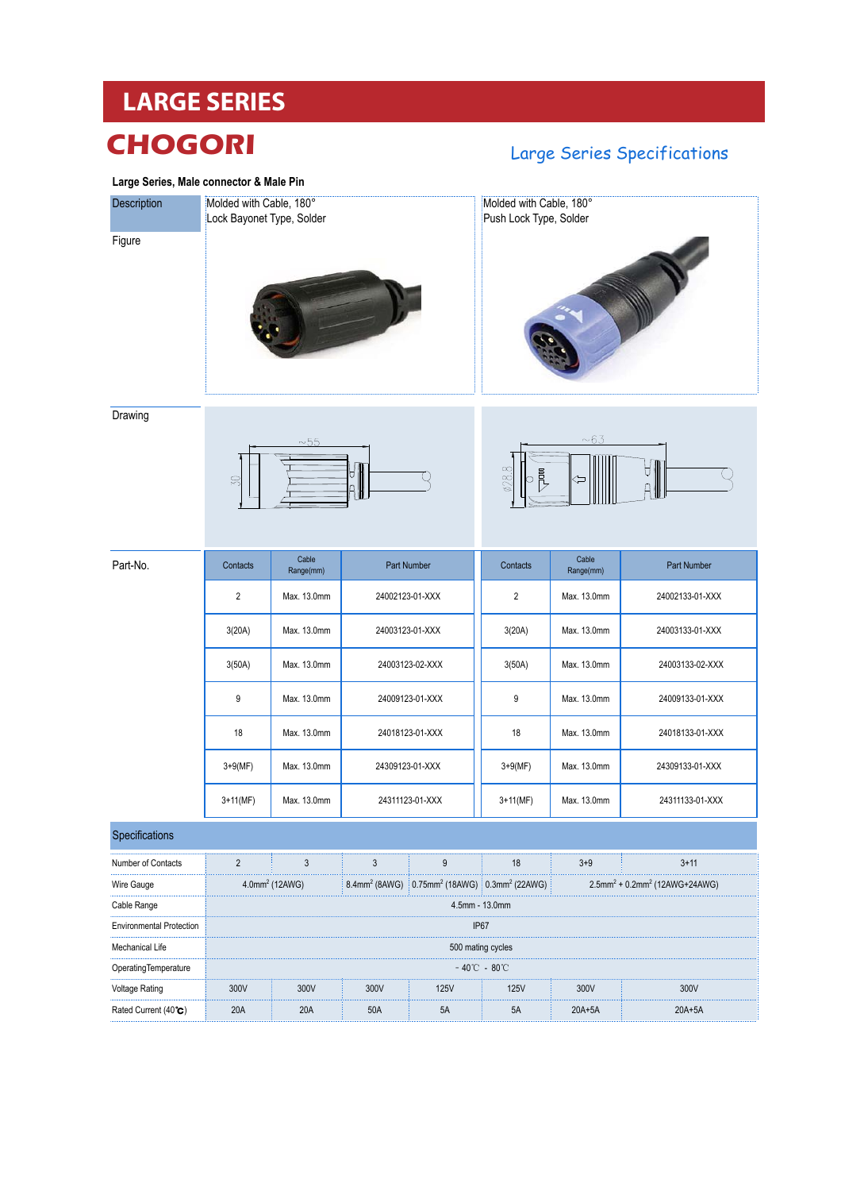# LARGE SERIES

## CHOGORI

Large Series Specifications

**Large Series, Male connector & Male Pin**

| Description | Molded with Cable, 180° Lock Bayonet Type, Solder | Molded with Cable, 180° Push Lock Type, Solder |
|---|---|---|
| Figure | | |
| Drawing | ~55, 30 | ~63, Ø28.8 |

Part-No.

| Contacts | Cable Range(mm) | Part Number | Contacts | Cable Range(mm) | Part Number |
|---|---|---|---|---|---|
| 2 | Max. 13.0mm | 24002123-01-XXX | 2 | Max. 13.0mm | 24002133-01-XXX |
| 3(20A) | Max. 13.0mm | 24003123-01-XXX | 3(20A) | Max. 13.0mm | 24003133-01-XXX |
| 3(50A) | Max. 13.0mm | 24003123-02-XXX | 3(50A) | Max. 13.0mm | 24003133-02-XXX |
| 9 | Max. 13.0mm | 24009123-01-XXX | 9 | Max. 13.0mm | 24009133-01-XXX |
| 18 | Max. 13.0mm | 24018123-01-XXX | 18 | Max. 13.0mm | 24018133-01-XXX |
| 3+9(MF) | Max. 13.0mm | 24309123-01-XXX | 3+9(MF) | Max. 13.0mm | 24309133-01-XXX |
| 3+11(MF) | Max. 13.0mm | 24311123-01-XXX | 3+11(MF) | Max. 13.0mm | 24311133-01-XXX |

### Specifications

| | | | | | | | |
|---|---|---|---|---|---|---|---|
| Number of Contacts | 2 | 3 | 3 | 9 | 18 | 3+9 | 3+11 |
| Wire Gauge | $4.0mm^2$ (12AWG) | | $8.4mm^2$ (8AWG) | $0.75mm^2$ (18AWG) | $0.3mm^2$ (22AWG) | $2.5mm^2$ + $0.2mm^2$ (12AWG+24AWG) | |
| Cable Range | 4.5mm - 13.0mm | | | | | | |
| Environmental Protection | IP67 | | | | | | |
| Mechanical Life | 500 mating cycles | | | | | | |
| OperatingTemperature | - 40℃ - 80℃ | | | | | | |
| Voltage Rating | 300V | 300V | 300V | 125V | 125V | 300V | 300V |
| Rated Current (40℃) | 20A | 20A | 50A | 5A | 5A | 20A+5A | 20A+5A |